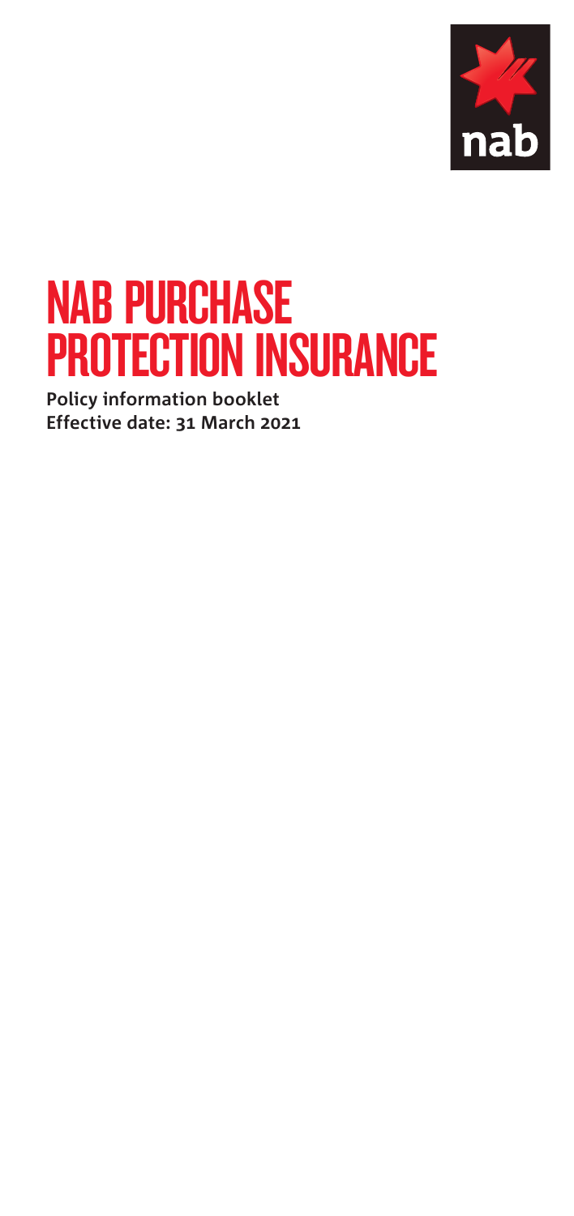nab

# NAB PURCHASE PROTECTION INSURANCE

**Policy information booklet**
**Effective date: 31 March 2021**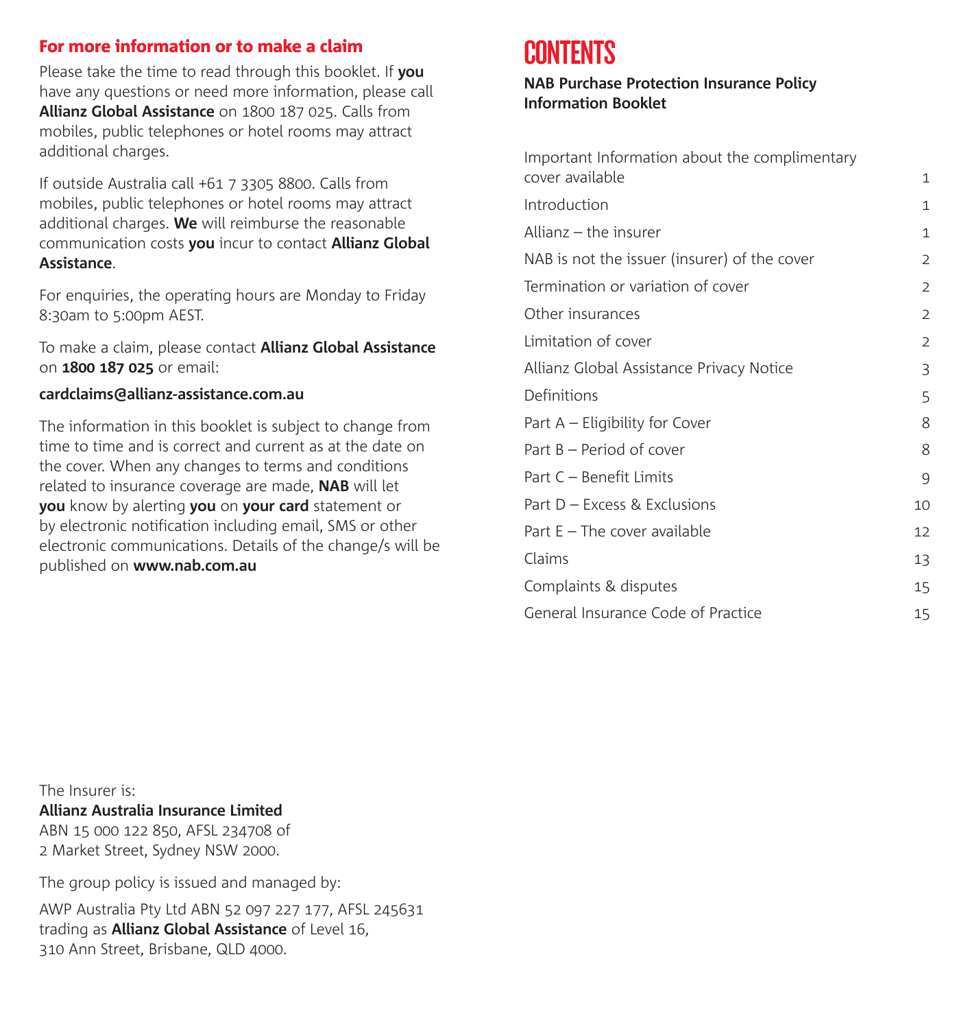## For more information or to make a claim

Please take the time to read through this booklet. If **you** have any questions or need more information, please call **Allianz Global Assistance** on 1800 187 025. Calls from mobiles, public telephones or hotel rooms may attract additional charges.

If outside Australia call +61 7 3305 8800. Calls from mobiles, public telephones or hotel rooms may attract additional charges. **We** will reimburse the reasonable communication costs **you** incur to contact **Allianz Global Assistance**.

For enquiries, the operating hours are Monday to Friday 8:30am to 5:00pm AEST.

To make a claim, please contact **Allianz Global Assistance** on **1800 187 025** or email:

**cardclaims@allianz-assistance.com.au**

The information in this booklet is subject to change from time to time and is correct and current as at the date on the cover. When any changes to terms and conditions related to insurance coverage are made, **NAB** will let **you** know by alerting **you** on **your card** statement or by electronic notification including email, SMS or other electronic communications. Details of the change/s will be published on **www.nab.com.au**

The Insurer is:
**Allianz Australia Insurance Limited**
ABN 15 000 122 850, AFSL 234708 of
2 Market Street, Sydney NSW 2000.

The group policy is issued and managed by:

AWP Australia Pty Ltd ABN 52 097 227 177, AFSL 245631 trading as **Allianz Global Assistance** of Level 16, 310 Ann Street, Brisbane, QLD 4000.

# CONTENTS

**NAB Purchase Protection Insurance Policy Information Booklet**

| | |
|---|---|
| Important Information about the complimentary cover available | 1 |
| Introduction | 1 |
| Allianz – the insurer | 1 |
| NAB is not the issuer (insurer) of the cover | 2 |
| Termination or variation of cover | 2 |
| Other insurances | 2 |
| Limitation of cover | 2 |
| Allianz Global Assistance Privacy Notice | 3 |
| Definitions | 5 |
| Part A – Eligibility for Cover | 8 |
| Part B – Period of cover | 8 |
| Part C – Benefit Limits | 9 |
| Part D – Excess & Exclusions | 10 |
| Part E – The cover available | 12 |
| Claims | 13 |
| Complaints & disputes | 15 |
| General Insurance Code of Practice | 15 |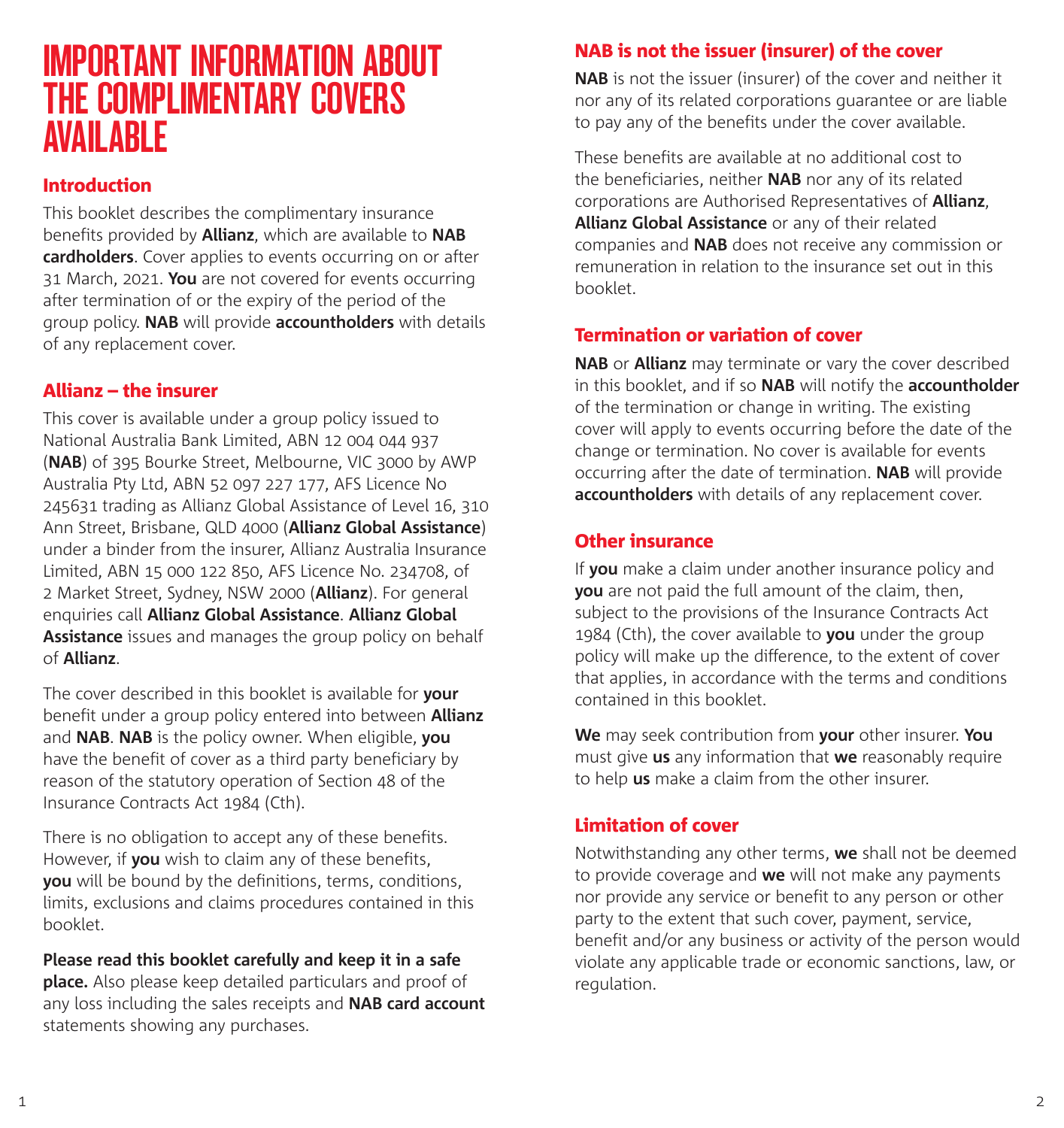# IMPORTANT INFORMATION ABOUT THE COMPLIMENTARY COVERS AVAILABLE

## Introduction

This booklet describes the complimentary insurance benefits provided by **Allianz**, which are available to **NAB cardholders**. Cover applies to events occurring on or after 31 March, 2021. **You** are not covered for events occurring after termination of or the expiry of the period of the group policy. **NAB** will provide **accountholders** with details of any replacement cover.

## Allianz – the insurer

This cover is available under a group policy issued to National Australia Bank Limited, ABN 12 004 044 937 (**NAB**) of 395 Bourke Street, Melbourne, VIC 3000 by AWP Australia Pty Ltd, ABN 52 097 227 177, AFS Licence No 245631 trading as Allianz Global Assistance of Level 16, 310 Ann Street, Brisbane, QLD 4000 (**Allianz Global Assistance**) under a binder from the insurer, Allianz Australia Insurance Limited, ABN 15 000 122 850, AFS Licence No. 234708, of 2 Market Street, Sydney, NSW 2000 (**Allianz**). For general enquiries call **Allianz Global Assistance**. **Allianz Global Assistance** issues and manages the group policy on behalf of **Allianz**.

The cover described in this booklet is available for **your** benefit under a group policy entered into between **Allianz** and **NAB**. **NAB** is the policy owner. When eligible, **you** have the benefit of cover as a third party beneficiary by reason of the statutory operation of Section 48 of the Insurance Contracts Act 1984 (Cth).

There is no obligation to accept any of these benefits. However, if **you** wish to claim any of these benefits, **you** will be bound by the definitions, terms, conditions, limits, exclusions and claims procedures contained in this booklet.

**Please read this booklet carefully and keep it in a safe place.** Also please keep detailed particulars and proof of any loss including the sales receipts and **NAB card account** statements showing any purchases.

## NAB is not the issuer (insurer) of the cover

**NAB** is not the issuer (insurer) of the cover and neither it nor any of its related corporations guarantee or are liable to pay any of the benefits under the cover available.

These benefits are available at no additional cost to the beneficiaries, neither **NAB** nor any of its related corporations are Authorised Representatives of **Allianz**, **Allianz Global Assistance** or any of their related companies and **NAB** does not receive any commission or remuneration in relation to the insurance set out in this booklet.

## Termination or variation of cover

**NAB** or **Allianz** may terminate or vary the cover described in this booklet, and if so **NAB** will notify the **accountholder** of the termination or change in writing. The existing cover will apply to events occurring before the date of the change or termination. No cover is available for events occurring after the date of termination. **NAB** will provide **accountholders** with details of any replacement cover.

## Other insurance

If **you** make a claim under another insurance policy and **you** are not paid the full amount of the claim, then, subject to the provisions of the Insurance Contracts Act 1984 (Cth), the cover available to **you** under the group policy will make up the difference, to the extent of cover that applies, in accordance with the terms and conditions contained in this booklet.

**We** may seek contribution from **your** other insurer. **You** must give **us** any information that **we** reasonably require to help **us** make a claim from the other insurer.

## Limitation of cover

Notwithstanding any other terms, **we** shall not be deemed to provide coverage and **we** will not make any payments nor provide any service or benefit to any person or other party to the extent that such cover, payment, service, benefit and/or any business or activity of the person would violate any applicable trade or economic sanctions, law, or regulation.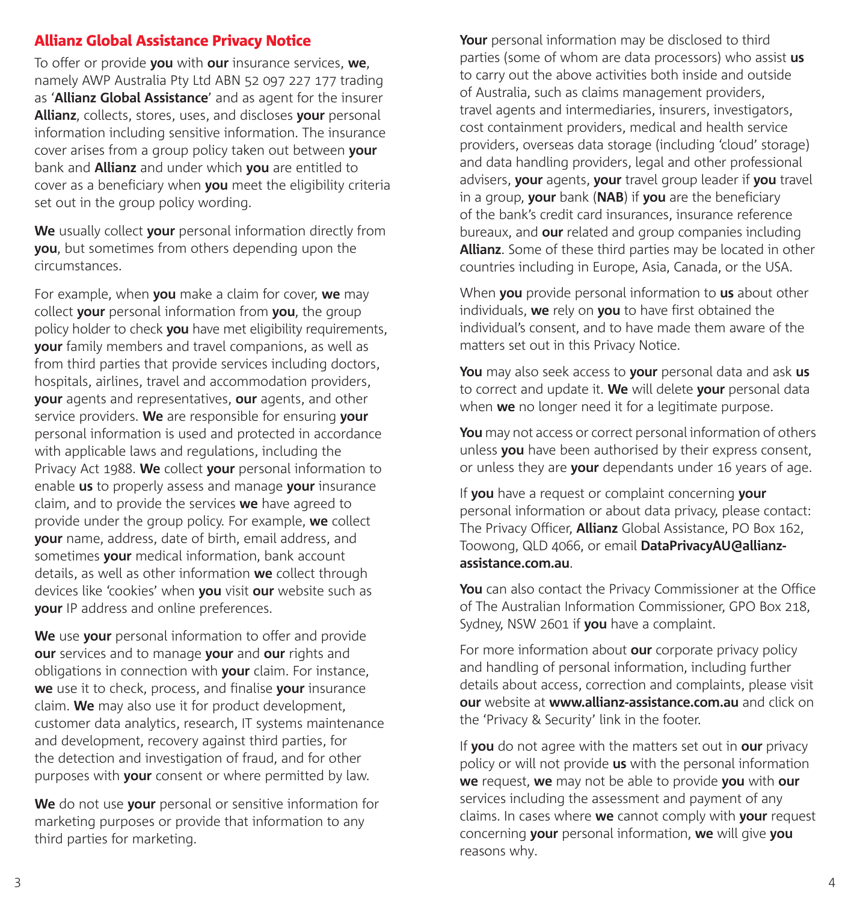## Allianz Global Assistance Privacy Notice

To offer or provide **you** with **our** insurance services, **we**, namely AWP Australia Pty Ltd ABN 52 097 227 177 trading as '**Allianz Global Assistance**' and as agent for the insurer **Allianz**, collects, stores, uses, and discloses **your** personal information including sensitive information. The insurance cover arises from a group policy taken out between **your** bank and **Allianz** and under which **you** are entitled to cover as a beneficiary when **you** meet the eligibility criteria set out in the group policy wording.

**We** usually collect **your** personal information directly from **you**, but sometimes from others depending upon the circumstances.

For example, when **you** make a claim for cover, **we** may collect **your** personal information from **you**, the group policy holder to check **you** have met eligibility requirements, **your** family members and travel companions, as well as from third parties that provide services including doctors, hospitals, airlines, travel and accommodation providers, **your** agents and representatives, **our** agents, and other service providers. **We** are responsible for ensuring **your** personal information is used and protected in accordance with applicable laws and regulations, including the Privacy Act 1988. **We** collect **your** personal information to enable **us** to properly assess and manage **your** insurance claim, and to provide the services **we** have agreed to provide under the group policy. For example, **we** collect **your** name, address, date of birth, email address, and sometimes **your** medical information, bank account details, as well as other information **we** collect through devices like 'cookies' when **you** visit **our** website such as **your** IP address and online preferences.

**We** use **your** personal information to offer and provide **our** services and to manage **your** and **our** rights and obligations in connection with **your** claim. For instance, **we** use it to check, process, and finalise **your** insurance claim. **We** may also use it for product development, customer data analytics, research, IT systems maintenance and development, recovery against third parties, for the detection and investigation of fraud, and for other purposes with **your** consent or where permitted by law.

**We** do not use **your** personal or sensitive information for marketing purposes or provide that information to any third parties for marketing.

**Your** personal information may be disclosed to third parties (some of whom are data processors) who assist **us** to carry out the above activities both inside and outside of Australia, such as claims management providers, travel agents and intermediaries, insurers, investigators, cost containment providers, medical and health service providers, overseas data storage (including 'cloud' storage) and data handling providers, legal and other professional advisers, **your** agents, **your** travel group leader if **you** travel in a group, **your** bank (**NAB**) if **you** are the beneficiary of the bank's credit card insurances, insurance reference bureaux, and **our** related and group companies including **Allianz**. Some of these third parties may be located in other countries including in Europe, Asia, Canada, or the USA.

When **you** provide personal information to **us** about other individuals, **we** rely on **you** to have first obtained the individual's consent, and to have made them aware of the matters set out in this Privacy Notice.

**You** may also seek access to **your** personal data and ask **us** to correct and update it. **We** will delete **your** personal data when **we** no longer need it for a legitimate purpose.

**You** may not access or correct personal information of others unless **you** have been authorised by their express consent, or unless they are **your** dependants under 16 years of age.

If **you** have a request or complaint concerning **your** personal information or about data privacy, please contact: The Privacy Officer, **Allianz** Global Assistance, PO Box 162, Toowong, QLD 4066, or email **DataPrivacyAU@allianz-assistance.com.au**.

**You** can also contact the Privacy Commissioner at the Office of The Australian Information Commissioner, GPO Box 218, Sydney, NSW 2601 if **you** have a complaint.

For more information about **our** corporate privacy policy and handling of personal information, including further details about access, correction and complaints, please visit **our** website at **www.allianz-assistance.com.au** and click on the 'Privacy & Security' link in the footer.

If **you** do not agree with the matters set out in **our** privacy policy or will not provide **us** with the personal information **we** request, **we** may not be able to provide **you** with **our** services including the assessment and payment of any claims. In cases where **we** cannot comply with **your** request concerning **your** personal information, **we** will give **you** reasons why.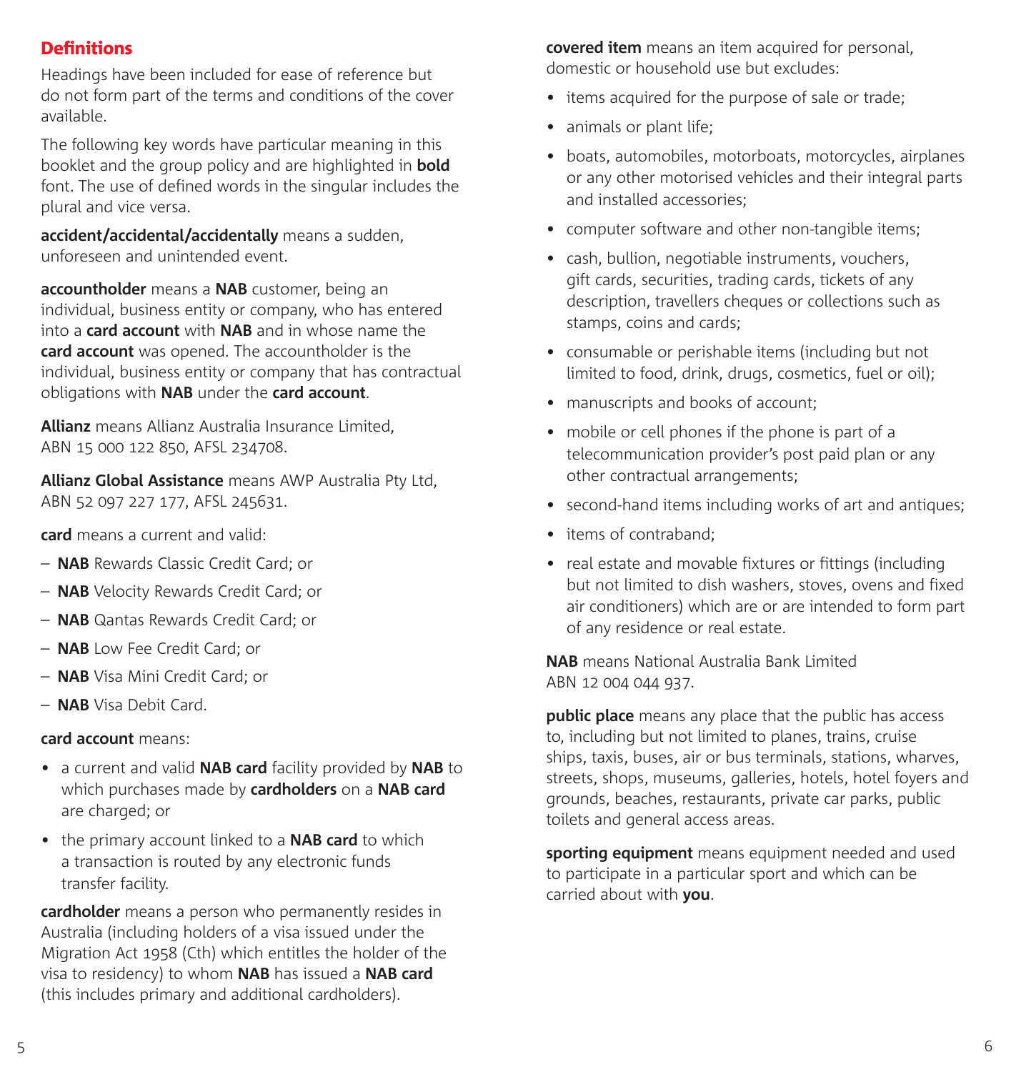## Definitions

Headings have been included for ease of reference but do not form part of the terms and conditions of the cover available.

The following key words have particular meaning in this booklet and the group policy and are highlighted in **bold** font. The use of defined words in the singular includes the plural and vice versa.

**accident/accidental/accidentally** means a sudden, unforeseen and unintended event.

**accountholder** means a **NAB** customer, being an individual, business entity or company, who has entered into a **card account** with **NAB** and in whose name the **card account** was opened. The accountholder is the individual, business entity or company that has contractual obligations with **NAB** under the **card account**.

**Allianz** means Allianz Australia Insurance Limited, ABN 15 000 122 850, AFSL 234708.

**Allianz Global Assistance** means AWP Australia Pty Ltd, ABN 52 097 227 177, AFSL 245631.

**card** means a current and valid:

- **NAB** Rewards Classic Credit Card; or
- **NAB** Velocity Rewards Credit Card; or
- **NAB** Qantas Rewards Credit Card; or
- **NAB** Low Fee Credit Card; or
- **NAB** Visa Mini Credit Card; or
- **NAB** Visa Debit Card.

**card account** means:

- a current and valid **NAB card** facility provided by **NAB** to which purchases made by **cardholders** on a **NAB card** are charged; or
- the primary account linked to a **NAB card** to which a transaction is routed by any electronic funds transfer facility.

**cardholder** means a person who permanently resides in Australia (including holders of a visa issued under the Migration Act 1958 (Cth) which entitles the holder of the visa to residency) to whom **NAB** has issued a **NAB card** (this includes primary and additional cardholders).

**covered item** means an item acquired for personal, domestic or household use but excludes:

- items acquired for the purpose of sale or trade;
- animals or plant life;
- boats, automobiles, motorboats, motorcycles, airplanes or any other motorised vehicles and their integral parts and installed accessories;
- computer software and other non-tangible items;
- cash, bullion, negotiable instruments, vouchers, gift cards, securities, trading cards, tickets of any description, travellers cheques or collections such as stamps, coins and cards;
- consumable or perishable items (including but not limited to food, drink, drugs, cosmetics, fuel or oil);
- manuscripts and books of account;
- mobile or cell phones if the phone is part of a telecommunication provider's post paid plan or any other contractual arrangements;
- second-hand items including works of art and antiques;
- items of contraband;
- real estate and movable fixtures or fittings (including but not limited to dish washers, stoves, ovens and fixed air conditioners) which are or are intended to form part of any residence or real estate.

**NAB** means National Australia Bank Limited ABN 12 004 044 937.

**public place** means any place that the public has access to, including but not limited to planes, trains, cruise ships, taxis, buses, air or bus terminals, stations, wharves, streets, shops, museums, galleries, hotels, hotel foyers and grounds, beaches, restaurants, private car parks, public toilets and general access areas.

**sporting equipment** means equipment needed and used to participate in a particular sport and which can be carried about with **you**.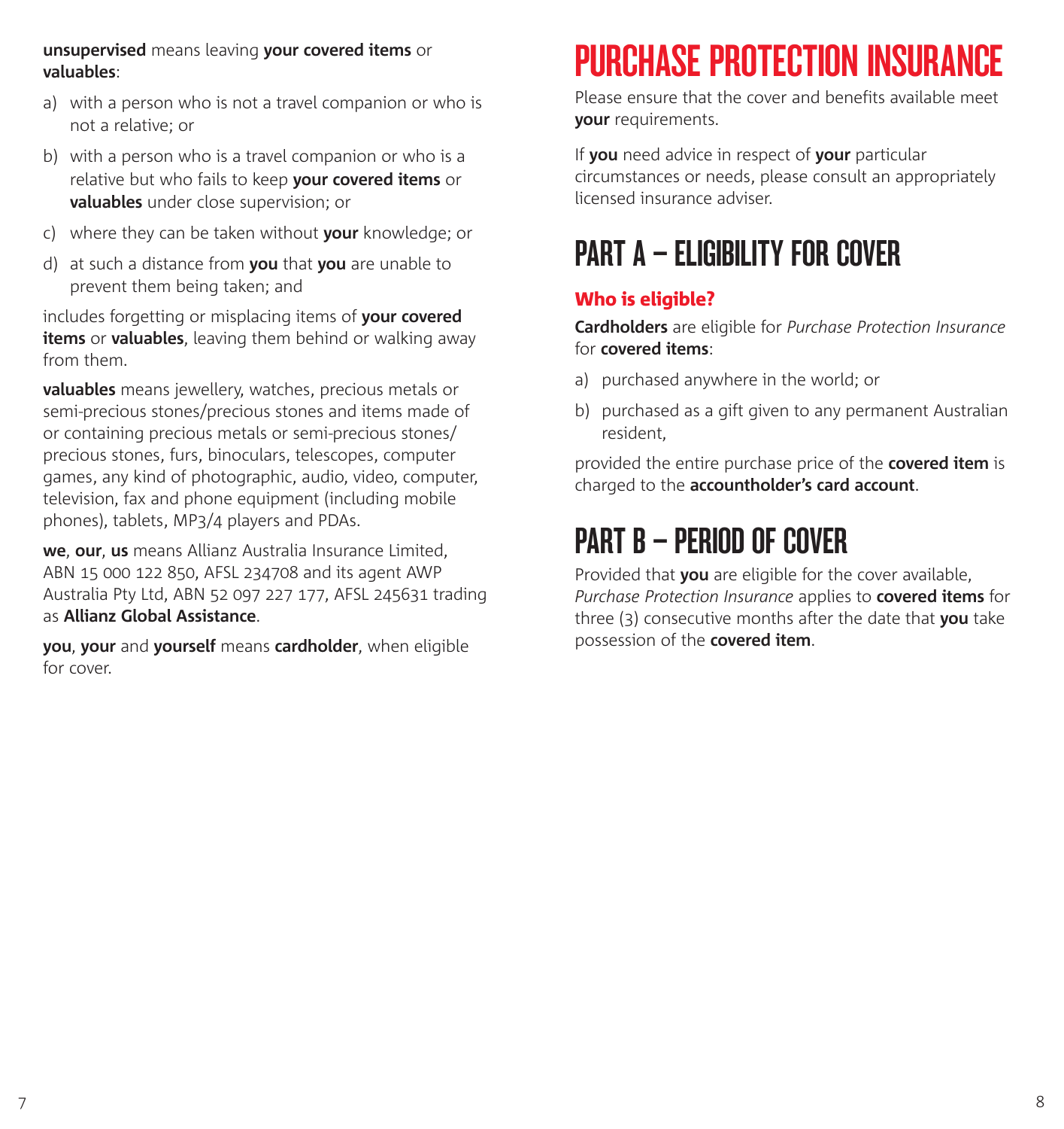**unsupervised** means leaving **your covered items** or **valuables**:

a) with a person who is not a travel companion or who is not a relative; or

b) with a person who is a travel companion or who is a relative but who fails to keep **your covered items** or **valuables** under close supervision; or

c) where they can be taken without **your** knowledge; or

d) at such a distance from **you** that **you** are unable to prevent them being taken; and

includes forgetting or misplacing items of **your covered items** or **valuables**, leaving them behind or walking away from them.

**valuables** means jewellery, watches, precious metals or semi-precious stones/precious stones and items made of or containing precious metals or semi-precious stones/precious stones, furs, binoculars, telescopes, computer games, any kind of photographic, audio, video, computer, television, fax and phone equipment (including mobile phones), tablets, MP3/4 players and PDAs.

**we**, **our**, **us** means Allianz Australia Insurance Limited, ABN 15 000 122 850, AFSL 234708 and its agent AWP Australia Pty Ltd, ABN 52 097 227 177, AFSL 245631 trading as **Allianz Global Assistance**.

**you**, **your** and **yourself** means **cardholder**, when eligible for cover.

# PURCHASE PROTECTION INSURANCE

Please ensure that the cover and benefits available meet **your** requirements.

If **you** need advice in respect of **your** particular circumstances or needs, please consult an appropriately licensed insurance adviser.

## PART A – ELIGIBILITY FOR COVER

### Who is eligible?

**Cardholders** are eligible for *Purchase Protection Insurance* for **covered items**:

a) purchased anywhere in the world; or

b) purchased as a gift given to any permanent Australian resident,

provided the entire purchase price of the **covered item** is charged to the **accountholder's card account**.

## PART B – PERIOD OF COVER

Provided that **you** are eligible for the cover available, *Purchase Protection Insurance* applies to **covered items** for three (3) consecutive months after the date that **you** take possession of the **covered item**.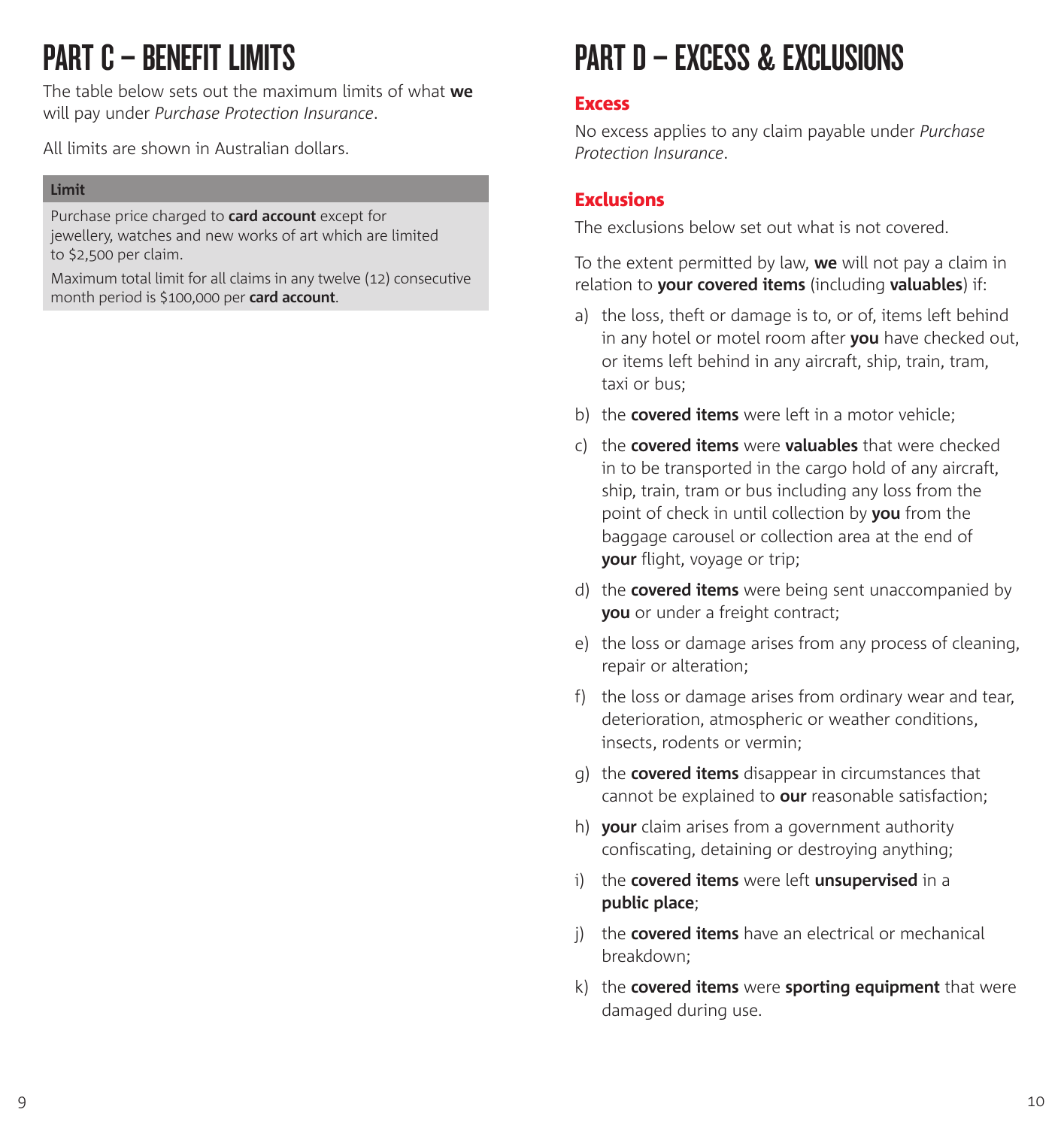# PART C – BENEFIT LIMITS

The table below sets out the maximum limits of what **we** will pay under *Purchase Protection Insurance*.

All limits are shown in Australian dollars.

| Limit |
| --- |
| Purchase price charged to **card account** except for jewellery, watches and new works of art which are limited to $2,500 per claim. Maximum total limit for all claims in any twelve (12) consecutive month period is $100,000 per **card account**. |

# PART D – EXCESS & EXCLUSIONS

## Excess

No excess applies to any claim payable under *Purchase Protection Insurance*.

## Exclusions

The exclusions below set out what is not covered.

To the extent permitted by law, **we** will not pay a claim in relation to **your covered items** (including **valuables**) if:

a) the loss, theft or damage is to, or of, items left behind in any hotel or motel room after **you** have checked out, or items left behind in any aircraft, ship, train, tram, taxi or bus;

b) the **covered items** were left in a motor vehicle;

c) the **covered items** were **valuables** that were checked in to be transported in the cargo hold of any aircraft, ship, train, tram or bus including any loss from the point of check in until collection by **you** from the baggage carousel or collection area at the end of **your** flight, voyage or trip;

d) the **covered items** were being sent unaccompanied by **you** or under a freight contract;

e) the loss or damage arises from any process of cleaning, repair or alteration;

f) the loss or damage arises from ordinary wear and tear, deterioration, atmospheric or weather conditions, insects, rodents or vermin;

g) the **covered items** disappear in circumstances that cannot be explained to **our** reasonable satisfaction;

h) **your** claim arises from a government authority confiscating, detaining or destroying anything;

i) the **covered items** were left **unsupervised** in a **public place**;

j) the **covered items** have an electrical or mechanical breakdown;

k) the **covered items** were **sporting equipment** that were damaged during use.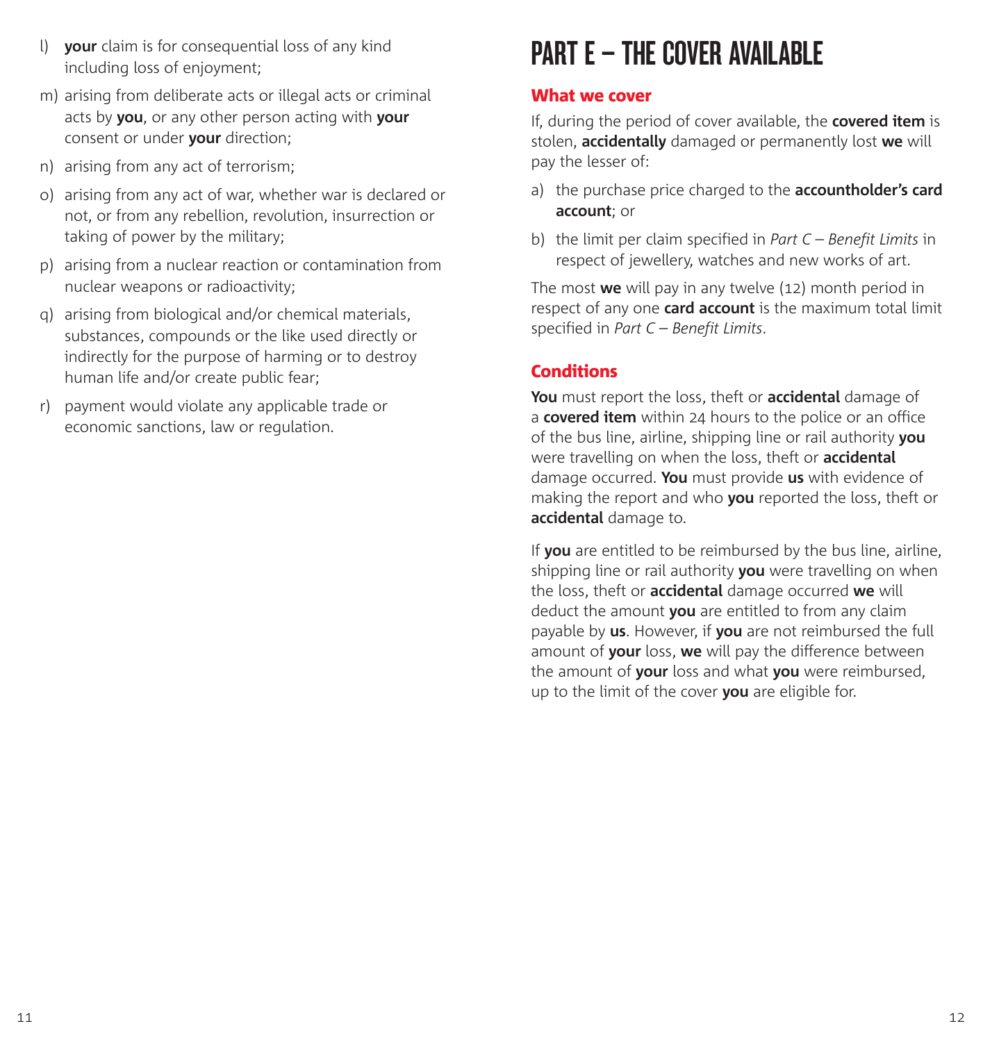l) **your** claim is for consequential loss of any kind including loss of enjoyment;

m) arising from deliberate acts or illegal acts or criminal acts by **you**, or any other person acting with **your** consent or under **your** direction;

n) arising from any act of terrorism;

o) arising from any act of war, whether war is declared or not, or from any rebellion, revolution, insurrection or taking of power by the military;

p) arising from a nuclear reaction or contamination from nuclear weapons or radioactivity;

q) arising from biological and/or chemical materials, substances, compounds or the like used directly or indirectly for the purpose of harming or to destroy human life and/or create public fear;

r) payment would violate any applicable trade or economic sanctions, law or regulation.

# PART E – THE COVER AVAILABLE

## What we cover

If, during the period of cover available, the **covered item** is stolen, **accidentally** damaged or permanently lost **we** will pay the lesser of:

a) the purchase price charged to the **accountholder's card account**; or

b) the limit per claim specified in *Part C – Benefit Limits* in respect of jewellery, watches and new works of art.

The most **we** will pay in any twelve (12) month period in respect of any one **card account** is the maximum total limit specified in *Part C – Benefit Limits*.

## Conditions

**You** must report the loss, theft or **accidental** damage of a **covered item** within 24 hours to the police or an office of the bus line, airline, shipping line or rail authority **you** were travelling on when the loss, theft or **accidental** damage occurred. **You** must provide **us** with evidence of making the report and who **you** reported the loss, theft or **accidental** damage to.

If **you** are entitled to be reimbursed by the bus line, airline, shipping line or rail authority **you** were travelling on when the loss, theft or **accidental** damage occurred **we** will deduct the amount **you** are entitled to from any claim payable by **us**. However, if **you** are not reimbursed the full amount of **your** loss, **we** will pay the difference between the amount of **your** loss and what **you** were reimbursed, up to the limit of the cover **you** are eligible for.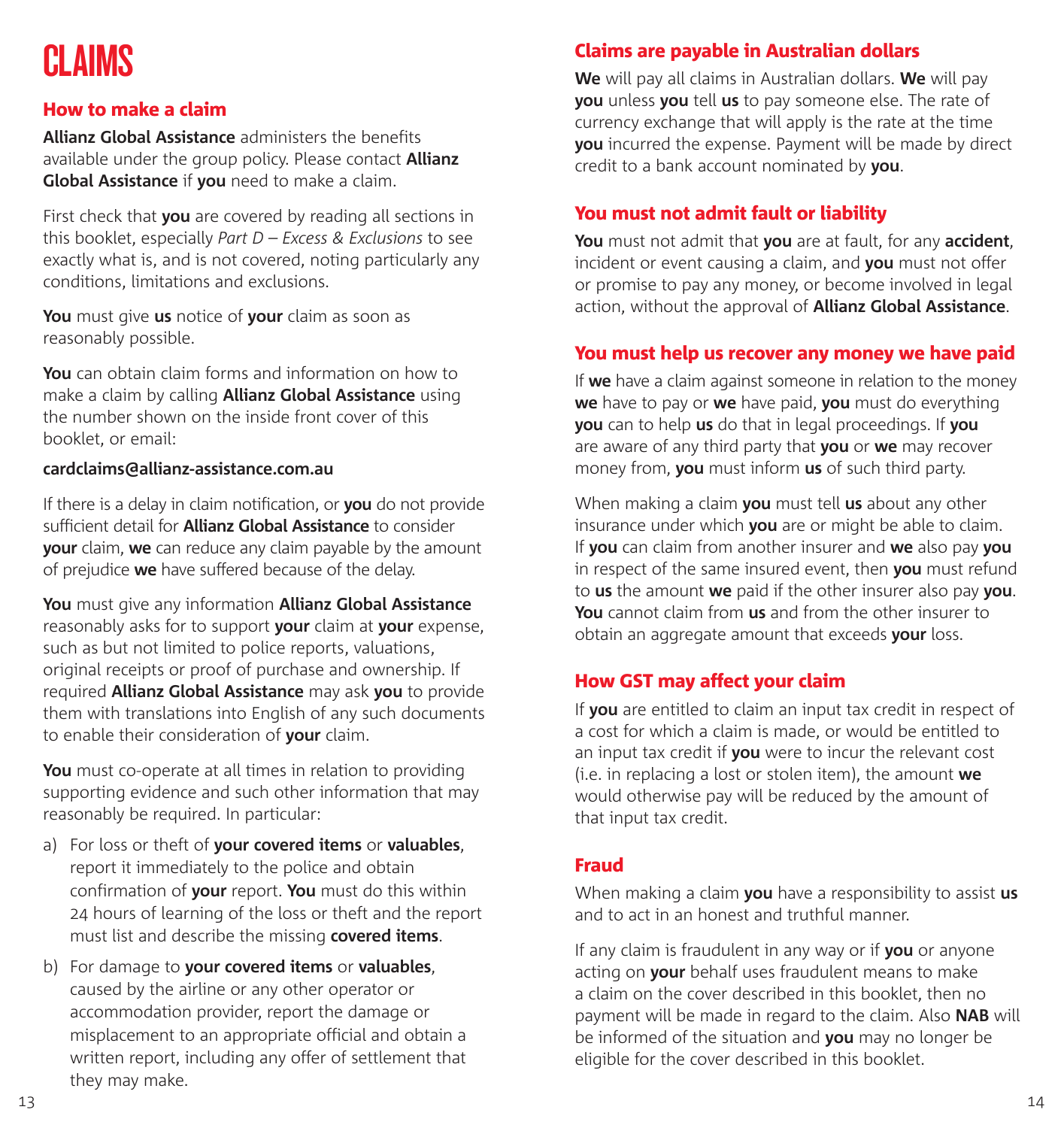# CLAIMS

## How to make a claim

**Allianz Global Assistance** administers the benefits available under the group policy. Please contact **Allianz Global Assistance** if **you** need to make a claim.

First check that **you** are covered by reading all sections in this booklet, especially *Part D – Excess & Exclusions* to see exactly what is, and is not covered, noting particularly any conditions, limitations and exclusions.

**You** must give **us** notice of **your** claim as soon as reasonably possible.

**You** can obtain claim forms and information on how to make a claim by calling **Allianz Global Assistance** using the number shown on the inside front cover of this booklet, or email:

**cardclaims@allianz-assistance.com.au**

If there is a delay in claim notification, or **you** do not provide sufficient detail for **Allianz Global Assistance** to consider **your** claim, **we** can reduce any claim payable by the amount of prejudice **we** have suffered because of the delay.

**You** must give any information **Allianz Global Assistance** reasonably asks for to support **your** claim at **your** expense, such as but not limited to police reports, valuations, original receipts or proof of purchase and ownership. If required **Allianz Global Assistance** may ask **you** to provide them with translations into English of any such documents to enable their consideration of **your** claim.

**You** must co-operate at all times in relation to providing supporting evidence and such other information that may reasonably be required. In particular:

a) For loss or theft of **your covered items** or **valuables**, report it immediately to the police and obtain confirmation of **your** report. **You** must do this within 24 hours of learning of the loss or theft and the report must list and describe the missing **covered items**.

b) For damage to **your covered items** or **valuables**, caused by the airline or any other operator or accommodation provider, report the damage or misplacement to an appropriate official and obtain a written report, including any offer of settlement that they may make.

## Claims are payable in Australian dollars

**We** will pay all claims in Australian dollars. **We** will pay **you** unless **you** tell **us** to pay someone else. The rate of currency exchange that will apply is the rate at the time **you** incurred the expense. Payment will be made by direct credit to a bank account nominated by **you**.

## You must not admit fault or liability

**You** must not admit that **you** are at fault, for any **accident**, incident or event causing a claim, and **you** must not offer or promise to pay any money, or become involved in legal action, without the approval of **Allianz Global Assistance**.

## You must help us recover any money we have paid

If **we** have a claim against someone in relation to the money **we** have to pay or **we** have paid, **you** must do everything **you** can to help **us** do that in legal proceedings. If **you** are aware of any third party that **you** or **we** may recover money from, **you** must inform **us** of such third party.

When making a claim **you** must tell **us** about any other insurance under which **you** are or might be able to claim. If **you** can claim from another insurer and **we** also pay **you** in respect of the same insured event, then **you** must refund to **us** the amount **we** paid if the other insurer also pay **you**. **You** cannot claim from **us** and from the other insurer to obtain an aggregate amount that exceeds **your** loss.

## How GST may affect your claim

If **you** are entitled to claim an input tax credit in respect of a cost for which a claim is made, or would be entitled to an input tax credit if **you** were to incur the relevant cost (i.e. in replacing a lost or stolen item), the amount **we** would otherwise pay will be reduced by the amount of that input tax credit.

## Fraud

When making a claim **you** have a responsibility to assist **us** and to act in an honest and truthful manner.

If any claim is fraudulent in any way or if **you** or anyone acting on **your** behalf uses fraudulent means to make a claim on the cover described in this booklet, then no payment will be made in regard to the claim. Also **NAB** will be informed of the situation and **you** may no longer be eligible for the cover described in this booklet.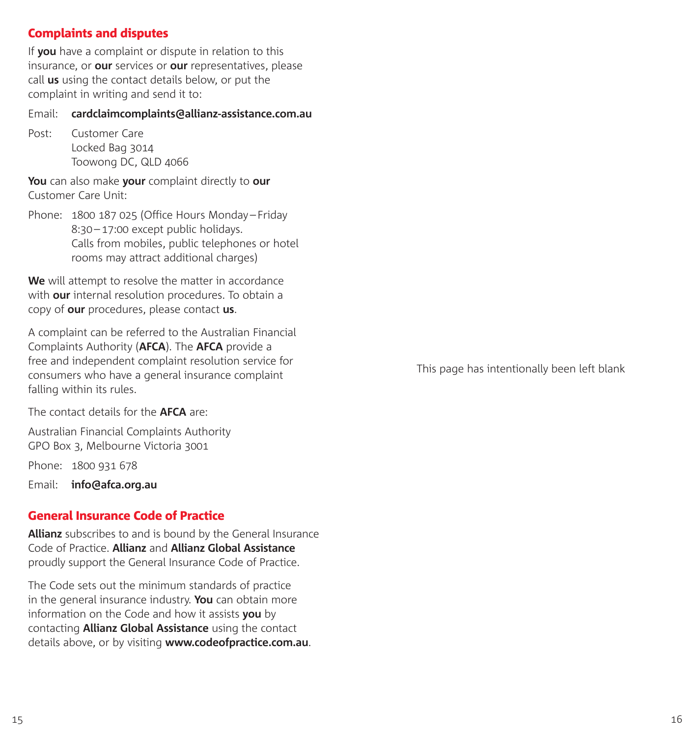## Complaints and disputes

If **you** have a complaint or dispute in relation to this insurance, or **our** services or **our** representatives, please call **us** using the contact details below, or put the complaint in writing and send it to:

Email: **cardclaimcomplaints@allianz-assistance.com.au**

Post: Customer Care
Locked Bag 3014
Toowong DC, QLD 4066

**You** can also make **your** complaint directly to **our** Customer Care Unit:

Phone: 1800 187 025 (Office Hours Monday – Friday 8:30 – 17:00 except public holidays. Calls from mobiles, public telephones or hotel rooms may attract additional charges)

**We** will attempt to resolve the matter in accordance with **our** internal resolution procedures. To obtain a copy of **our** procedures, please contact **us**.

A complaint can be referred to the Australian Financial Complaints Authority (**AFCA**). The **AFCA** provide a free and independent complaint resolution service for consumers who have a general insurance complaint falling within its rules.

The contact details for the **AFCA** are:

Australian Financial Complaints Authority
GPO Box 3, Melbourne Victoria 3001

Phone: 1800 931 678

Email: **info@afca.org.au**

## General Insurance Code of Practice

**Allianz** subscribes to and is bound by the General Insurance Code of Practice. **Allianz** and **Allianz Global Assistance** proudly support the General Insurance Code of Practice.

The Code sets out the minimum standards of practice in the general insurance industry. **You** can obtain more information on the Code and how it assists **you** by contacting **Allianz Global Assistance** using the contact details above, or by visiting **www.codeofpractice.com.au**.

This page has intentionally been left blank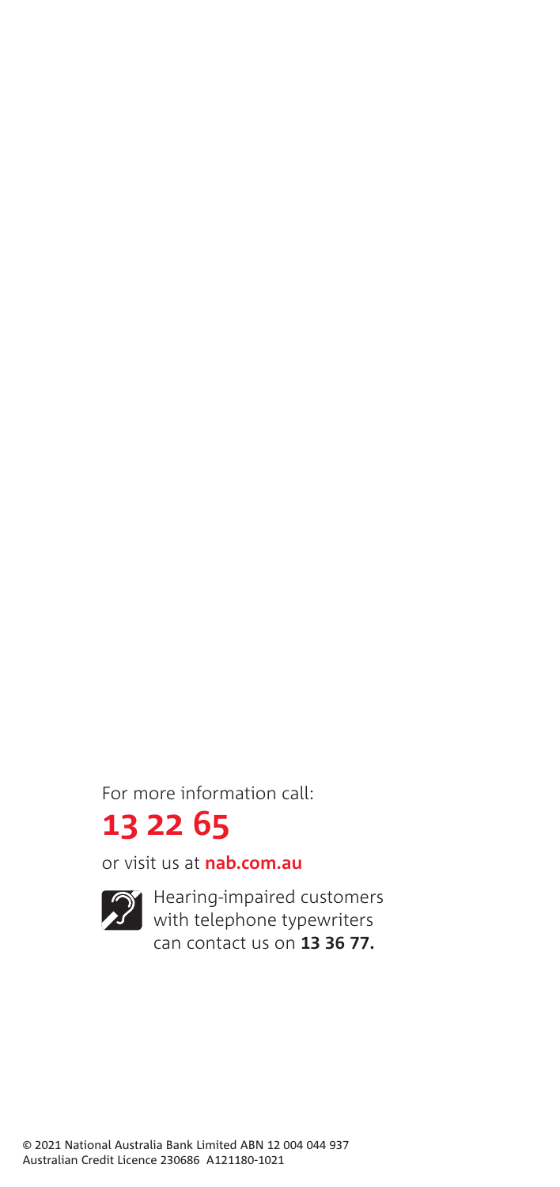For more information call:

**13 22 65**

or visit us at **nab.com.au**

Hearing-impaired customers with telephone typewriters can contact us on **13 36 77.**

© 2021 National Australia Bank Limited ABN 12 004 044 937
Australian Credit Licence 230686 A121180-1021